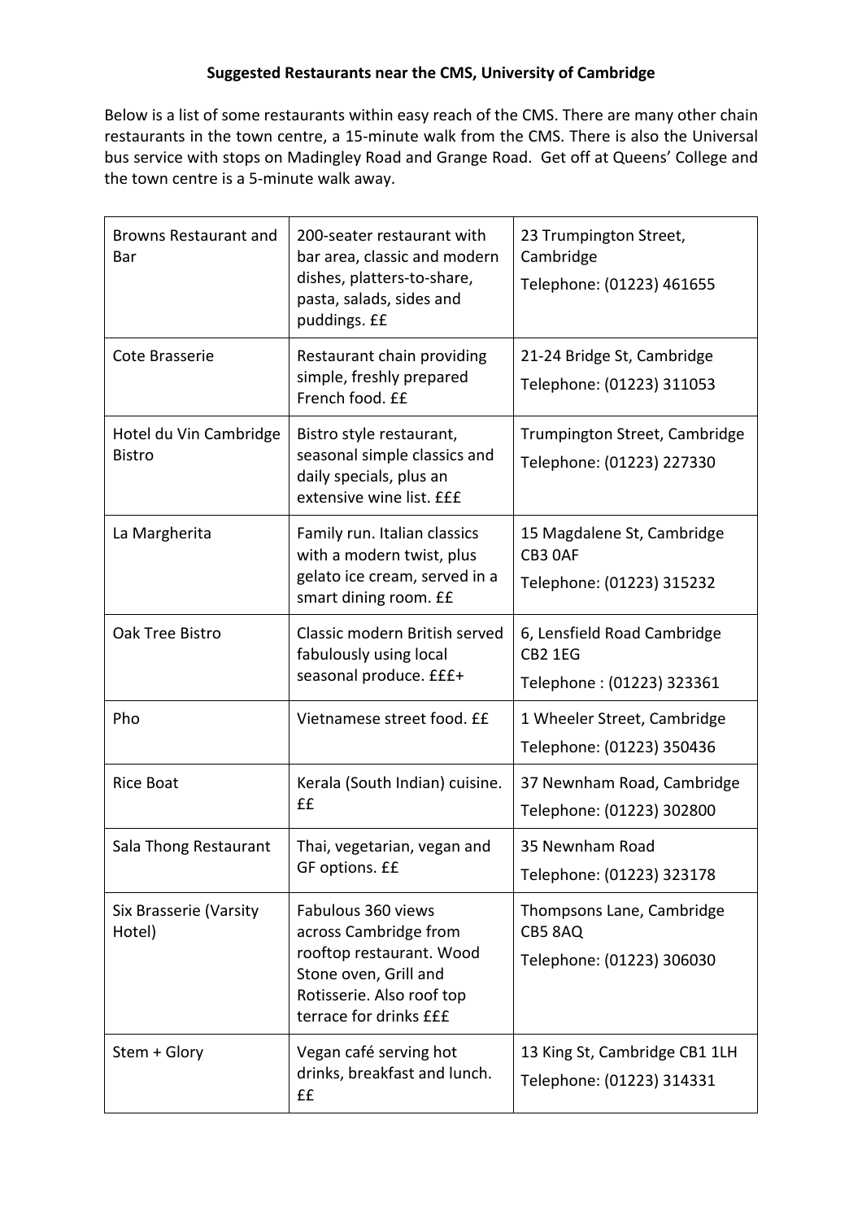**Suggested Restaurants near the CMS, University of Cambridge**

Below is a list of some restaurants within easy reach of the CMS. There are many other chain restaurants in the town centre, a 15-minute walk from the CMS. There is also the Universal bus service with stops on Madingley Road and Grange Road. Get off at Queens' College and the town centre is a 5-minute walk away.

| | | |
|---|---|---|
| Browns Restaurant and Bar | 200-seater restaurant with bar area, classic and modern dishes, platters-to-share, pasta, salads, sides and puddings. ££ | 23 Trumpington Street, Cambridge<br>Telephone: (01223) 461655 |
| Cote Brasserie | Restaurant chain providing simple, freshly prepared French food. ££ | 21-24 Bridge St, Cambridge<br>Telephone: (01223) 311053 |
| Hotel du Vin Cambridge Bistro | Bistro style restaurant, seasonal simple classics and daily specials, plus an extensive wine list. £££ | Trumpington Street, Cambridge<br>Telephone: (01223) 227330 |
| La Margherita | Family run. Italian classics with a modern twist, plus gelato ice cream, served in a smart dining room. ££ | 15 Magdalene St, Cambridge CB3 0AF<br>Telephone: (01223) 315232 |
| Oak Tree Bistro | Classic modern British served fabulously using local seasonal produce. £££+ | 6, Lensfield Road Cambridge CB2 1EG<br>Telephone : (01223) 323361 |
| Pho | Vietnamese street food. ££ | 1 Wheeler Street, Cambridge<br>Telephone: (01223) 350436 |
| Rice Boat | Kerala (South Indian) cuisine. ££ | 37 Newnham Road, Cambridge<br>Telephone: (01223) 302800 |
| Sala Thong Restaurant | Thai, vegetarian, vegan and GF options. ££ | 35 Newnham Road<br>Telephone: (01223) 323178 |
| Six Brasserie (Varsity Hotel) | Fabulous 360 views across Cambridge from rooftop restaurant. Wood Stone oven, Grill and Rotisserie. Also roof top terrace for drinks £££ | Thompsons Lane, Cambridge CB5 8AQ<br>Telephone: (01223) 306030 |
| Stem + Glory | Vegan café serving hot drinks, breakfast and lunch. ££ | 13 King St, Cambridge CB1 1LH<br>Telephone: (01223) 314331 |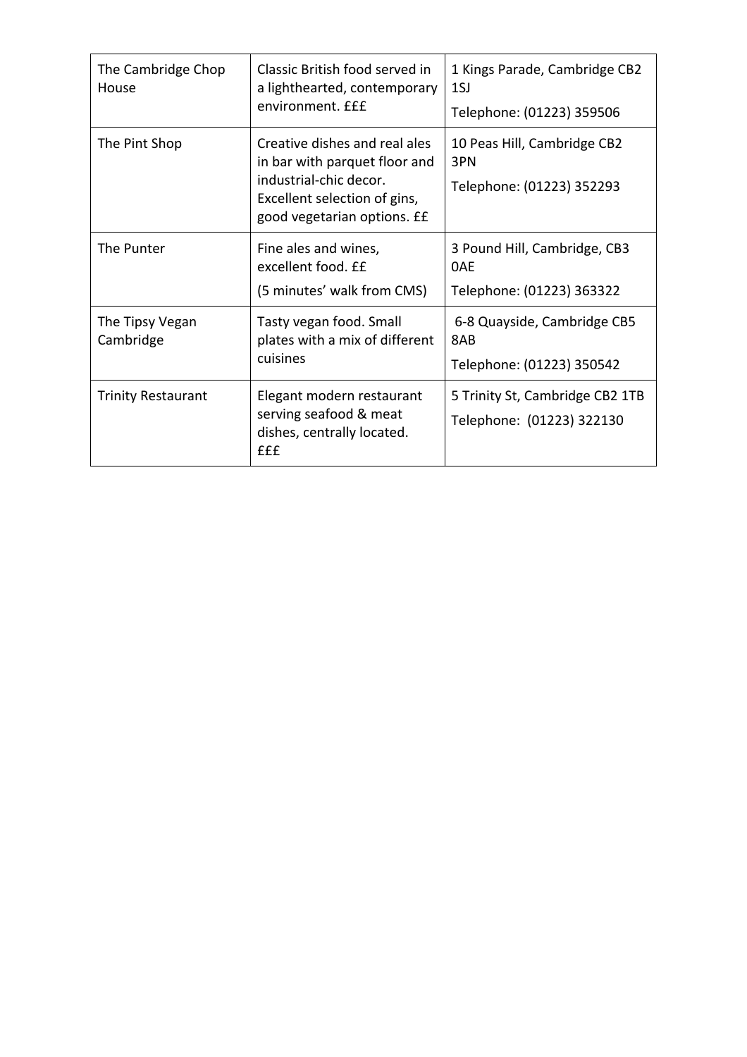| | | |
|---|---|---|
| The Cambridge Chop House | Classic British food served in a lighthearted, contemporary environment. £££ | 1 Kings Parade, Cambridge CB2 1SJ<br>Telephone: (01223) 359506 |
| The Pint Shop | Creative dishes and real ales in bar with parquet floor and industrial-chic decor. Excellent selection of gins, good vegetarian options. ££ | 10 Peas Hill, Cambridge CB2 3PN<br>Telephone: (01223) 352293 |
| The Punter | Fine ales and wines, excellent food. ££<br>(5 minutes' walk from CMS) | 3 Pound Hill, Cambridge, CB3 0AE<br>Telephone: (01223) 363322 |
| The Tipsy Vegan Cambridge | Tasty vegan food. Small plates with a mix of different cuisines | 6-8 Quayside, Cambridge CB5 8AB<br>Telephone: (01223) 350542 |
| Trinity Restaurant | Elegant modern restaurant serving seafood & meat dishes, centrally located. £££ | 5 Trinity St, Cambridge CB2 1TB<br>Telephone: (01223) 322130 |